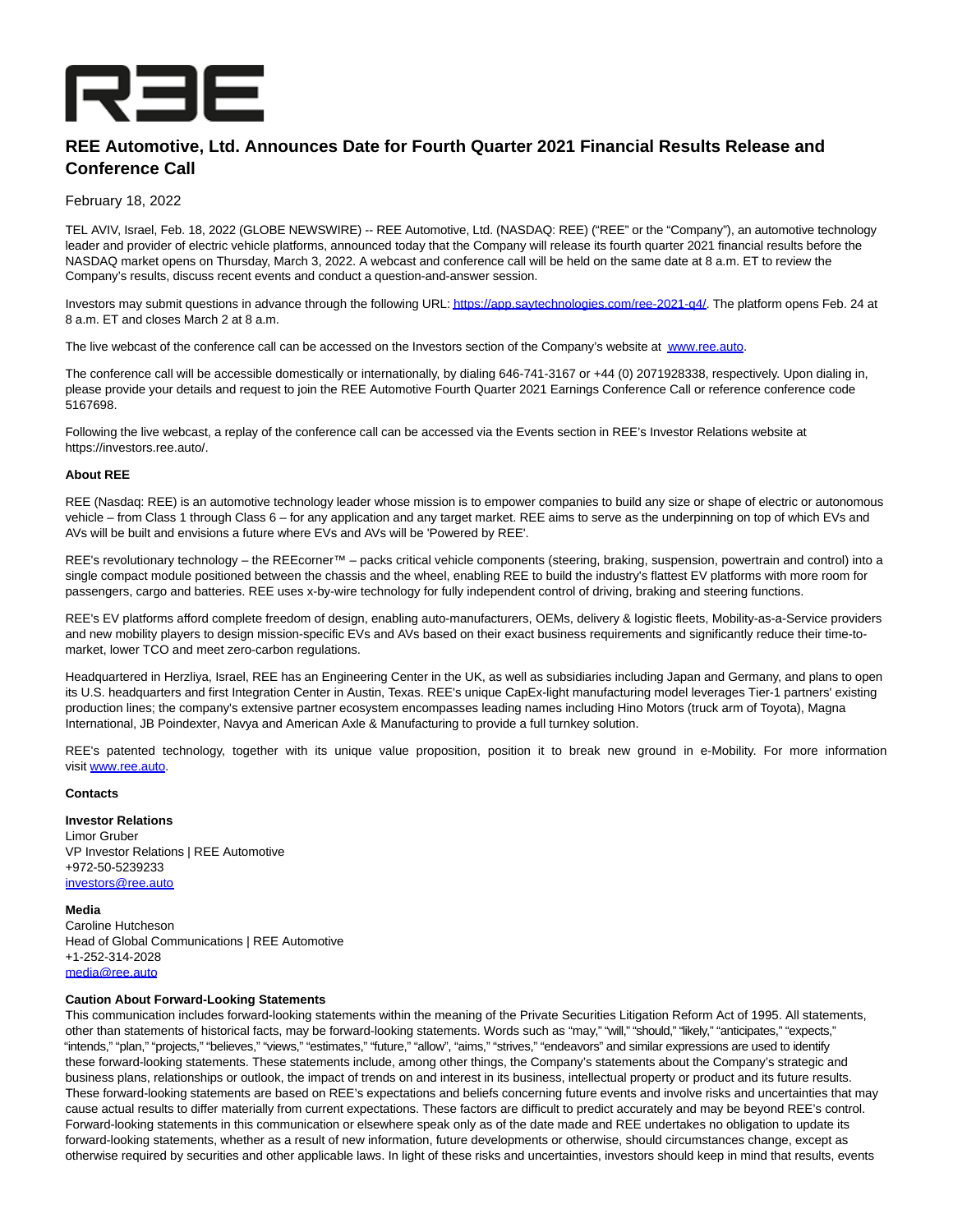# REE Automotive, Ltd. Announces Date for Fourth Quarter 2021 Financial Results Release and Conference Call

February 18, 2022

TEL AVIV, Israel, Feb. 18, 2022 (GLOBE NEWSWIRE) -- REE Automotive, Ltd. (NASDAQ: REE) ("REE" or the "Company"), an automotive technology leader and provider of electric vehicle platforms, announced today that the Company will release its fourth quarter 2021 financial results before the NASDAQ market opens on Thursday, March 3, 2022. A webcast and conference call will be held on the same date at 8 a.m. ET to review the Company's results, discuss recent events and conduct a question-and-answer session.

Investors may submit questions in advance through the following URL: https://app.saytechnologies.com/ree-2021-q4/. The platform opens Feb. 24 at 8 a.m. ET and closes March 2 at 8 a.m.

The live webcast of the conference call can be accessed on the Investors section of the Company's website at www.ree.auto.

The conference call will be accessible domestically or internationally, by dialing 646-741-3167 or +44 (0) 2071928338, respectively. Upon dialing in, please provide your details and request to join the REE Automotive Fourth Quarter 2021 Earnings Conference Call or reference conference code 5167698.

Following the live webcast, a replay of the conference call can be accessed via the Events section in REE's Investor Relations website at https://investors.ree.auto/.

**About REE**

REE (Nasdaq: REE) is an automotive technology leader whose mission is to empower companies to build any size or shape of electric or autonomous vehicle – from Class 1 through Class 6 – for any application and any target market. REE aims to serve as the underpinning on top of which EVs and AVs will be built and envisions a future where EVs and AVs will be 'Powered by REE'.

REE's revolutionary technology – the REEcorner™ – packs critical vehicle components (steering, braking, suspension, powertrain and control) into a single compact module positioned between the chassis and the wheel, enabling REE to build the industry's flattest EV platforms with more room for passengers, cargo and batteries. REE uses x-by-wire technology for fully independent control of driving, braking and steering functions.

REE's EV platforms afford complete freedom of design, enabling auto-manufacturers, OEMs, delivery & logistic fleets, Mobility-as-a-Service providers and new mobility players to design mission-specific EVs and AVs based on their exact business requirements and significantly reduce their time-to-market, lower TCO and meet zero-carbon regulations.

Headquartered in Herzliya, Israel, REE has an Engineering Center in the UK, as well as subsidiaries including Japan and Germany, and plans to open its U.S. headquarters and first Integration Center in Austin, Texas. REE's unique CapEx-light manufacturing model leverages Tier-1 partners' existing production lines; the company's extensive partner ecosystem encompasses leading names including Hino Motors (truck arm of Toyota), Magna International, JB Poindexter, Navya and American Axle & Manufacturing to provide a full turnkey solution.

REE's patented technology, together with its unique value proposition, position it to break new ground in e-Mobility. For more information visit www.ree.auto.

**Contacts**

**Investor Relations**
Limor Gruber
VP Investor Relations | REE Automotive
+972-50-5239233
investors@ree.auto

**Media**
Caroline Hutcheson
Head of Global Communications | REE Automotive
+1-252-314-2028
media@ree.auto

**Caution About Forward-Looking Statements**

This communication includes forward-looking statements within the meaning of the Private Securities Litigation Reform Act of 1995. All statements, other than statements of historical facts, may be forward-looking statements. Words such as "may," "will," "should," "likely," "anticipates," "expects," "intends," "plan," "projects," "believes," "views," "estimates," "future," "allow", "aims," "strives," "endeavors" and similar expressions are used to identify these forward-looking statements. These statements include, among other things, the Company's statements about the Company's strategic and business plans, relationships or outlook, the impact of trends on and interest in its business, intellectual property or product and its future results. These forward-looking statements are based on REE's expectations and beliefs concerning future events and involve risks and uncertainties that may cause actual results to differ materially from current expectations. These factors are difficult to predict accurately and may be beyond REE's control. Forward-looking statements in this communication or elsewhere speak only as of the date made and REE undertakes no obligation to update its forward-looking statements, whether as a result of new information, future developments or otherwise, should circumstances change, except as otherwise required by securities and other applicable laws. In light of these risks and uncertainties, investors should keep in mind that results, events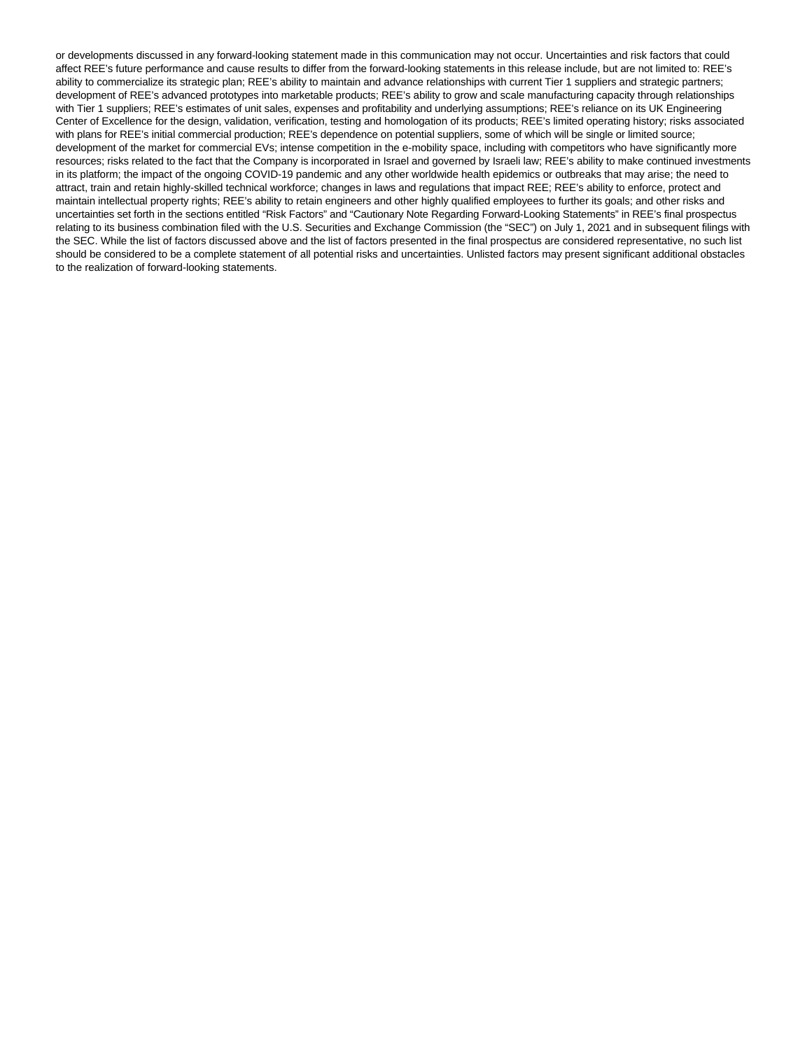or developments discussed in any forward-looking statement made in this communication may not occur. Uncertainties and risk factors that could affect REE's future performance and cause results to differ from the forward-looking statements in this release include, but are not limited to: REE's ability to commercialize its strategic plan; REE's ability to maintain and advance relationships with current Tier 1 suppliers and strategic partners; development of REE's advanced prototypes into marketable products; REE's ability to grow and scale manufacturing capacity through relationships with Tier 1 suppliers; REE's estimates of unit sales, expenses and profitability and underlying assumptions; REE's reliance on its UK Engineering Center of Excellence for the design, validation, verification, testing and homologation of its products; REE's limited operating history; risks associated with plans for REE's initial commercial production; REE's dependence on potential suppliers, some of which will be single or limited source; development of the market for commercial EVs; intense competition in the e-mobility space, including with competitors who have significantly more resources; risks related to the fact that the Company is incorporated in Israel and governed by Israeli law; REE's ability to make continued investments in its platform; the impact of the ongoing COVID-19 pandemic and any other worldwide health epidemics or outbreaks that may arise; the need to attract, train and retain highly-skilled technical workforce; changes in laws and regulations that impact REE; REE's ability to enforce, protect and maintain intellectual property rights; REE's ability to retain engineers and other highly qualified employees to further its goals; and other risks and uncertainties set forth in the sections entitled "Risk Factors" and "Cautionary Note Regarding Forward-Looking Statements" in REE's final prospectus relating to its business combination filed with the U.S. Securities and Exchange Commission (the "SEC") on July 1, 2021 and in subsequent filings with the SEC. While the list of factors discussed above and the list of factors presented in the final prospectus are considered representative, no such list should be considered to be a complete statement of all potential risks and uncertainties. Unlisted factors may present significant additional obstacles to the realization of forward-looking statements.